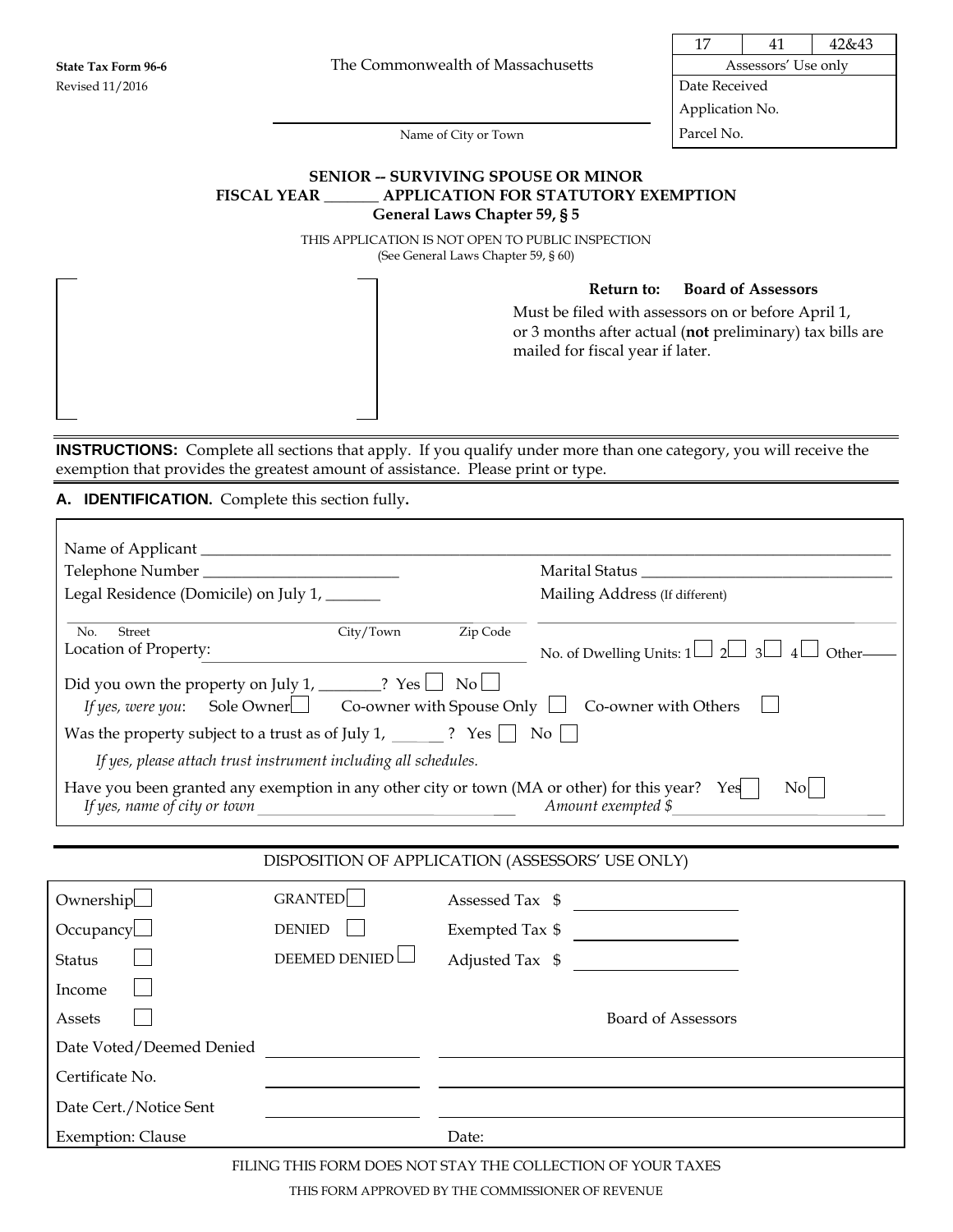State Tax Form 96-6
Revised 11/2016

The Commonwealth of Massachusetts

| 17 | 41 | 42&43 |
|---|---|---|
| Assessors' Use only | | |
| Date Received | | |
| Application No. | | |
| Parcel No. | | |

______________________________
Name of City or Town

## SENIOR -- SURVIVING SPOUSE OR MINOR
## FISCAL YEAR _______ APPLICATION FOR STATUTORY EXEMPTION
### General Laws Chapter 59, § 5

THIS APPLICATION IS NOT OPEN TO PUBLIC INSPECTION
(See General Laws Chapter 59, § 60)

**Return to: Board of Assessors**

Must be filed with assessors on or before April 1, or 3 months after actual (**not** preliminary) tax bills are mailed for fiscal year if later.

**INSTRUCTIONS:** Complete all sections that apply. If you qualify under more than one category, you will receive the exemption that provides the greatest amount of assistance. Please print or type.

**A. IDENTIFICATION.** Complete this section fully**.**

Name of Applicant ______________________________

Telephone Number ____________________ Marital Status ____________________

Legal Residence (Domicile) on July 1, _______ Mailing Address (If different)

No. Street City/Town Zip Code

Location of Property: ____________________ No. of Dwelling Units: 1☐ 2☐ 3☐ 4☐ Other____

Did you own the property on July 1, ________? Yes ☐ No ☐

*If yes, were you*: Sole Owner ☐ Co-owner with Spouse Only ☐ Co-owner with Others ☐

Was the property subject to a trust as of July 1, _______? Yes ☐ No ☐

*If yes, please attach trust instrument including all schedules.*

Have you been granted any exemption in any other city or town (MA or other) for this year? Yes ☐ No ☐

*If yes, name of city or town* ____________________ *Amount exempted $* ____________________

DISPOSITION OF APPLICATION (ASSESSORS' USE ONLY)

| | | |
|---|---|---|
| Ownership ☐ | GRANTED ☐ | Assessed Tax $ ________ |
| Occupancy ☐ | DENIED ☐ | Exempted Tax $ ________ |
| Status ☐ | DEEMED DENIED ☐ | Adjusted Tax $ ________ |
| Income ☐ | | |
| Assets ☐ | | Board of Assessors |
| Date Voted/Deemed Denied | ________ | ________ |
| Certificate No. | ________ | ________ |
| Date Cert./Notice Sent | ________ | ________ |
| Exemption: Clause | | Date: |

FILING THIS FORM DOES NOT STAY THE COLLECTION OF YOUR TAXES

THIS FORM APPROVED BY THE COMMISSIONER OF REVENUE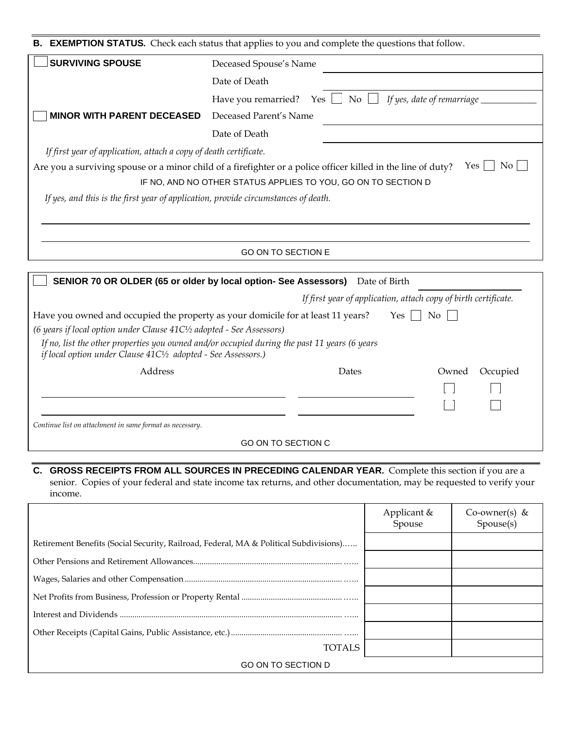## B. EXEMPTION STATUS. 
Check each status that applies to you and complete the questions that follow.

☐ **SURVIVING SPOUSE**

Deceased Spouse's Name ______________________

Date of Death ______________________

Have you remarried? Yes ☐ No ☐ *If yes, date of remarriage* ____________

☐ **MINOR WITH PARENT DECEASED**

Deceased Parent's Name ______________________

Date of Death ______________________

*If first year of application, attach a copy of death certificate.*

Are you a surviving spouse or a minor child of a firefighter or a police officer killed in the line of duty? Yes ☐ No ☐

IF NO, AND NO OTHER STATUS APPLIES TO YOU, GO ON TO SECTION D

*If yes, and this is the first year of application, provide circumstances of death.*

______________________________________________________________________

______________________________________________________________________

GO ON TO SECTION E

☐ **SENIOR 70 OR OLDER (65 or older by local option- See Assessors)** Date of Birth ______________

*If first year of application, attach copy of birth certificate.*

Have you owned and occupied the property as your domicile for at least 11 years? Yes ☐ No ☐

*(6 years if local option under Clause 41C½ adopted - See Assessors)*

*If no, list the other properties you owned and/or occupied during the past 11 years (6 years if local option under Clause 41C½ adopted - See Assessors.)*

| Address | Dates | Owned | Occupied |
|---|---|---|---|
| | | ☐ | ☐ |
| | | ☐ | ☐ |

*Continue list on attachment in same format as necessary.*

GO ON TO SECTION C

## C. GROSS RECEIPTS FROM ALL SOURCES IN PRECEDING CALENDAR YEAR. 
Complete this section if you are a senior. Copies of your federal and state income tax returns, and other documentation, may be requested to verify your income.

| | Applicant & Spouse | Co-owner(s) & Spouse(s) |
|---|---|---|
| Retirement Benefits (Social Security, Railroad, Federal, MA & Political Subdivisions)…… | | |
| Other Pensions and Retirement Allowances…… | | |
| Wages, Salaries and other Compensation…… | | |
| Net Profits from Business, Profession or Property Rental…… | | |
| Interest and Dividends…… | | |
| Other Receipts (Capital Gains, Public Assistance, etc.)…… | | |
| TOTALS | | |

GO ON TO SECTION D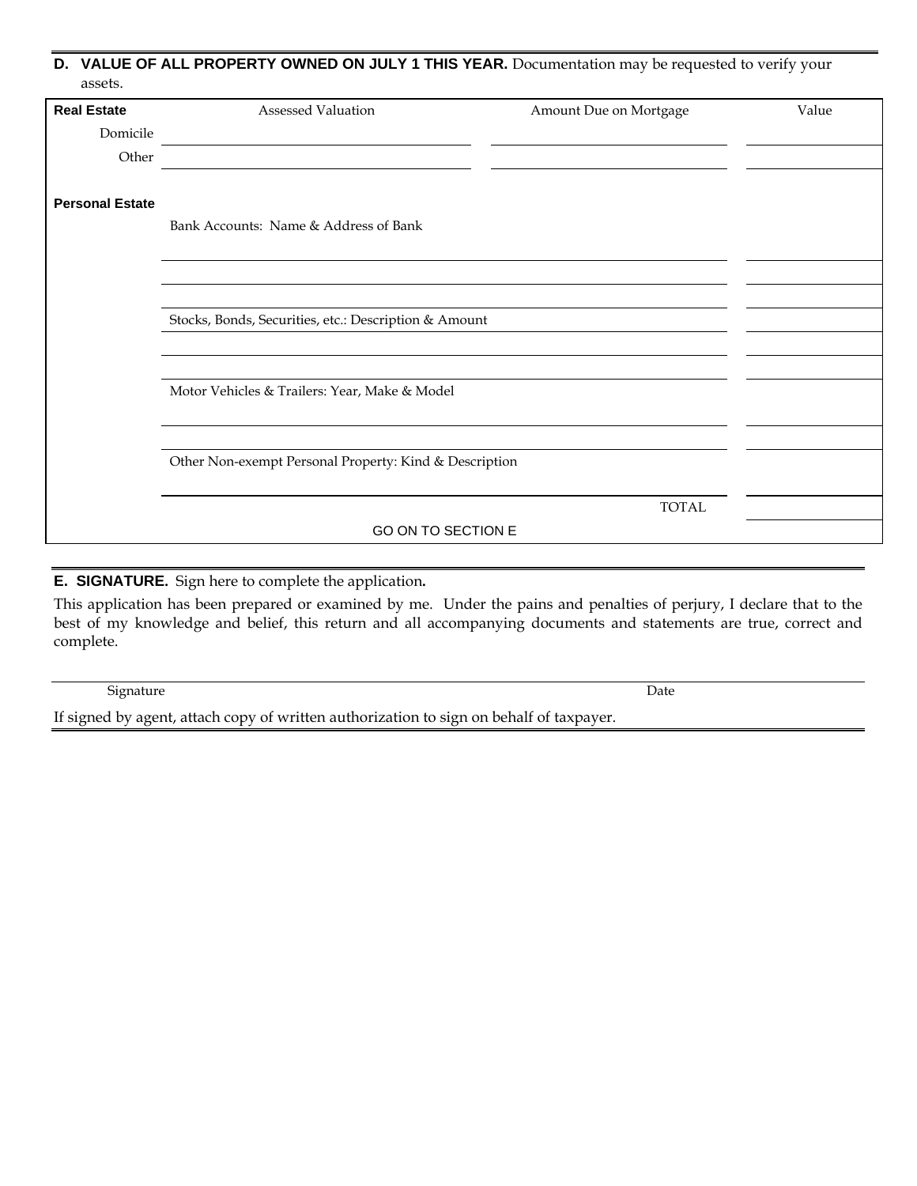**D. VALUE OF ALL PROPERTY OWNED ON JULY 1 THIS YEAR.** Documentation may be requested to verify your assets.

| **Real Estate** | Assessed Valuation | Amount Due on Mortgage | Value |
|---|---|---|---|
| Domicile | | | |
| Other | | | |
| **Personal Estate** | | | |
| | Bank Accounts: Name & Address of Bank | | |
| | | | |
| | | | |
| | | | |
| | Stocks, Bonds, Securities, etc.: Description & Amount | | |
| | | | |
| | | | |
| | Motor Vehicles & Trailers: Year, Make & Model | | |
| | | | |
| | | | |
| | Other Non-exempt Personal Property: Kind & Description | | |
| | | | |
| | | TOTAL | |

GO ON TO SECTION E

**E. SIGNATURE.** Sign here to complete the application**.**

This application has been prepared or examined by me. Under the pains and penalties of perjury, I declare that to the best of my knowledge and belief, this return and all accompanying documents and statements are true, correct and complete.

Signature ____________________ Date ____________________

If signed by agent, attach copy of written authorization to sign on behalf of taxpayer.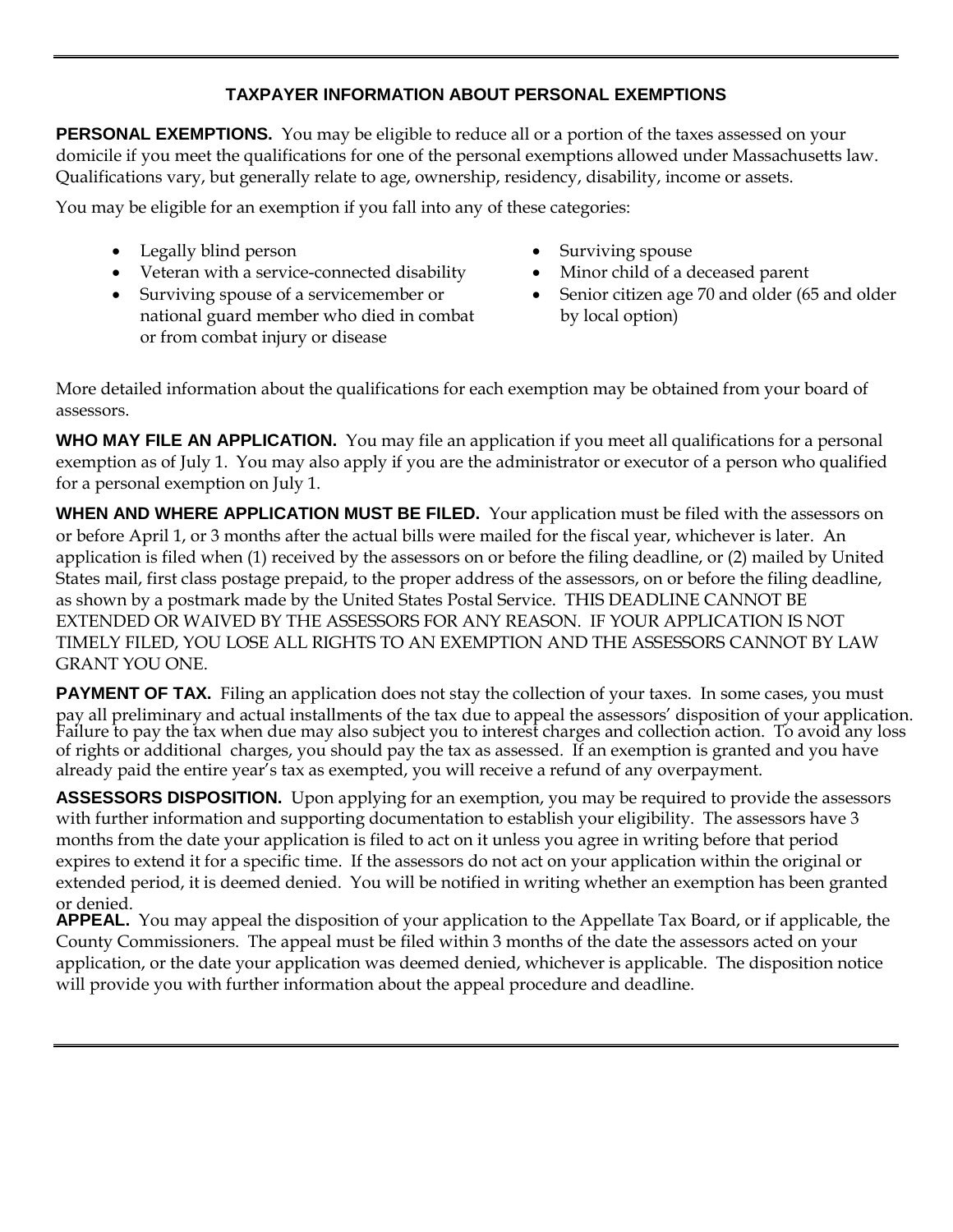## TAXPAYER INFORMATION ABOUT PERSONAL EXEMPTIONS

**PERSONAL EXEMPTIONS.** You may be eligible to reduce all or a portion of the taxes assessed on your domicile if you meet the qualifications for one of the personal exemptions allowed under Massachusetts law. Qualifications vary, but generally relate to age, ownership, residency, disability, income or assets.

You may be eligible for an exemption if you fall into any of these categories:

- Legally blind person
- Veteran with a service-connected disability
- Surviving spouse of a servicemember or national guard member who died in combat or from combat injury or disease
- Surviving spouse
- Minor child of a deceased parent
- Senior citizen age 70 and older (65 and older by local option)

More detailed information about the qualifications for each exemption may be obtained from your board of assessors.

**WHO MAY FILE AN APPLICATION.** You may file an application if you meet all qualifications for a personal exemption as of July 1. You may also apply if you are the administrator or executor of a person who qualified for a personal exemption on July 1.

**WHEN AND WHERE APPLICATION MUST BE FILED.** Your application must be filed with the assessors on or before April 1, or 3 months after the actual bills were mailed for the fiscal year, whichever is later. An application is filed when (1) received by the assessors on or before the filing deadline, or (2) mailed by United States mail, first class postage prepaid, to the proper address of the assessors, on or before the filing deadline, as shown by a postmark made by the United States Postal Service. THIS DEADLINE CANNOT BE EXTENDED OR WAIVED BY THE ASSESSORS FOR ANY REASON. IF YOUR APPLICATION IS NOT TIMELY FILED, YOU LOSE ALL RIGHTS TO AN EXEMPTION AND THE ASSESSORS CANNOT BY LAW GRANT YOU ONE.

**PAYMENT OF TAX.** Filing an application does not stay the collection of your taxes. In some cases, you must pay all preliminary and actual installments of the tax due to appeal the assessors' disposition of your application. Failure to pay the tax when due may also subject you to interest charges and collection action. To avoid any loss of rights or additional charges, you should pay the tax as assessed. If an exemption is granted and you have already paid the entire year's tax as exempted, you will receive a refund of any overpayment.

**ASSESSORS DISPOSITION.** Upon applying for an exemption, you may be required to provide the assessors with further information and supporting documentation to establish your eligibility. The assessors have 3 months from the date your application is filed to act on it unless you agree in writing before that period expires to extend it for a specific time. If the assessors do not act on your application within the original or extended period, it is deemed denied. You will be notified in writing whether an exemption has been granted or denied.

**APPEAL.** You may appeal the disposition of your application to the Appellate Tax Board, or if applicable, the County Commissioners. The appeal must be filed within 3 months of the date the assessors acted on your application, or the date your application was deemed denied, whichever is applicable. The disposition notice will provide you with further information about the appeal procedure and deadline.